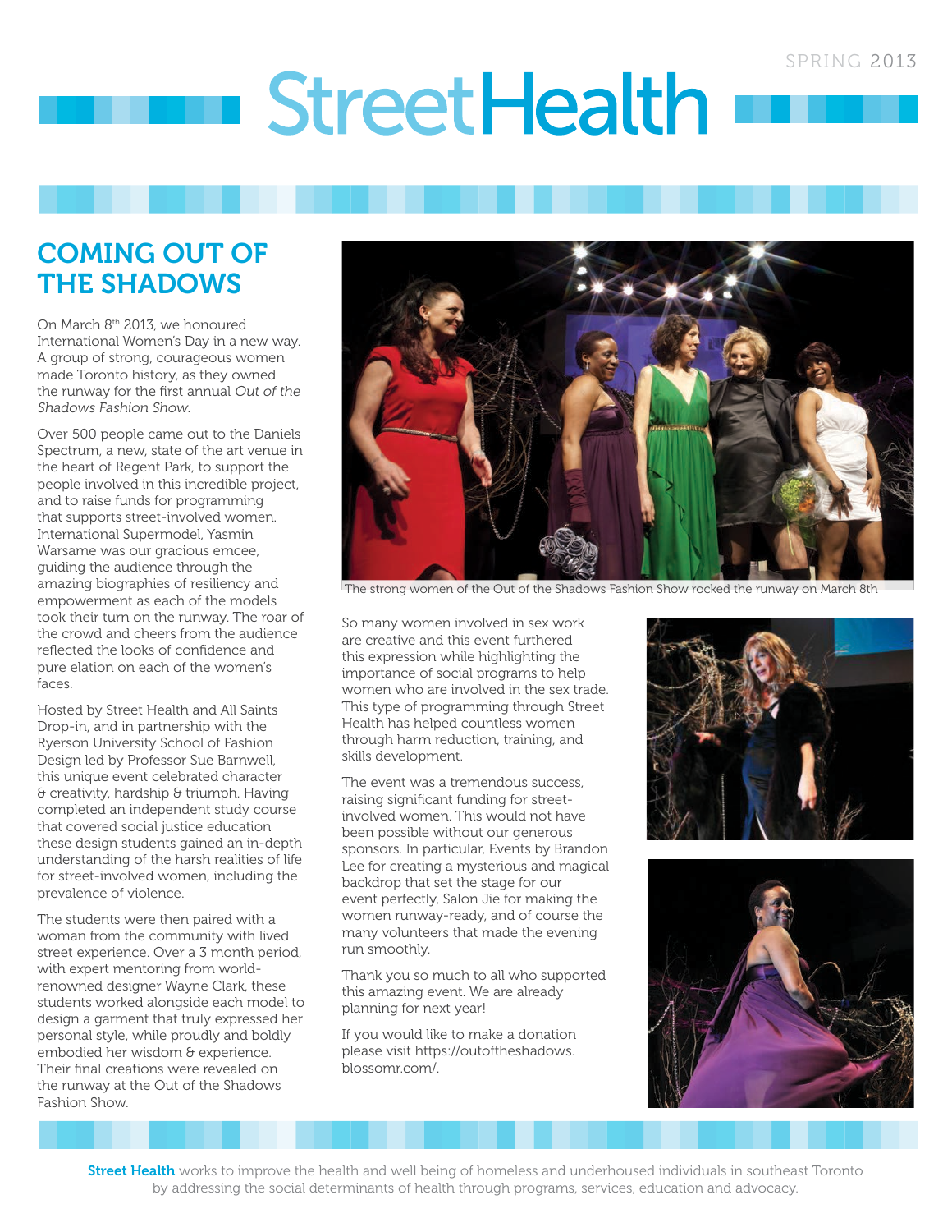# StreetHealth

SPRING 2013

## COMING OUT OF THE SHADOWS

On March 8th 2013, we honoured International Women's Day in a new way. A group of strong, courageous women made Toronto history, as they owned the runway for the first annual *Out of the Shadows Fashion Show*.

Over 500 people came out to the Daniels Spectrum, a new, state of the art venue in the heart of Regent Park, to support the people involved in this incredible project, and to raise funds for programming that supports street-involved women. International Supermodel, Yasmin Warsame was our gracious emcee, guiding the audience through the amazing biographies of resiliency and empowerment as each of the models took their turn on the runway. The roar of the crowd and cheers from the audience reflected the looks of confidence and pure elation on each of the women's faces.

Hosted by Street Health and All Saints Drop-in, and in partnership with the Ryerson University School of Fashion Design led by Professor Sue Barnwell, this unique event celebrated character & creativity, hardship & triumph. Having completed an independent study course that covered social justice education these design students gained an in-depth understanding of the harsh realities of life for street-involved women, including the prevalence of violence.

The students were then paired with a woman from the community with lived street experience. Over a 3 month period, with expert mentoring from world-renowned designer Wayne Clark, these students worked alongside each model to design a garment that truly expressed her personal style, while proudly and boldly embodied her wisdom & experience. Their final creations were revealed on the runway at the Out of the Shadows Fashion Show.

The strong women of the Out of the Shadows Fashion Show rocked the runway on March 8th

So many women involved in sex work are creative and this event furthered this expression while highlighting the importance of social programs to help women who are involved in the sex trade. This type of programming through Street Health has helped countless women through harm reduction, training, and skills development.

The event was a tremendous success, raising significant funding for street-involved women. This would not have been possible without our generous sponsors. In particular, Events by Brandon Lee for creating a mysterious and magical backdrop that set the stage for our event perfectly, Salon Jie for making the women runway-ready, and of course the many volunteers that made the evening run smoothly.

Thank you so much to all who supported this amazing event. We are already planning for next year!

If you would like to make a donation please visit https://outoftheshadows.blossomr.com/.

**Street Health** works to improve the health and well being of homeless and underhoused individuals in southeast Toronto by addressing the social determinants of health through programs, services, education and advocacy.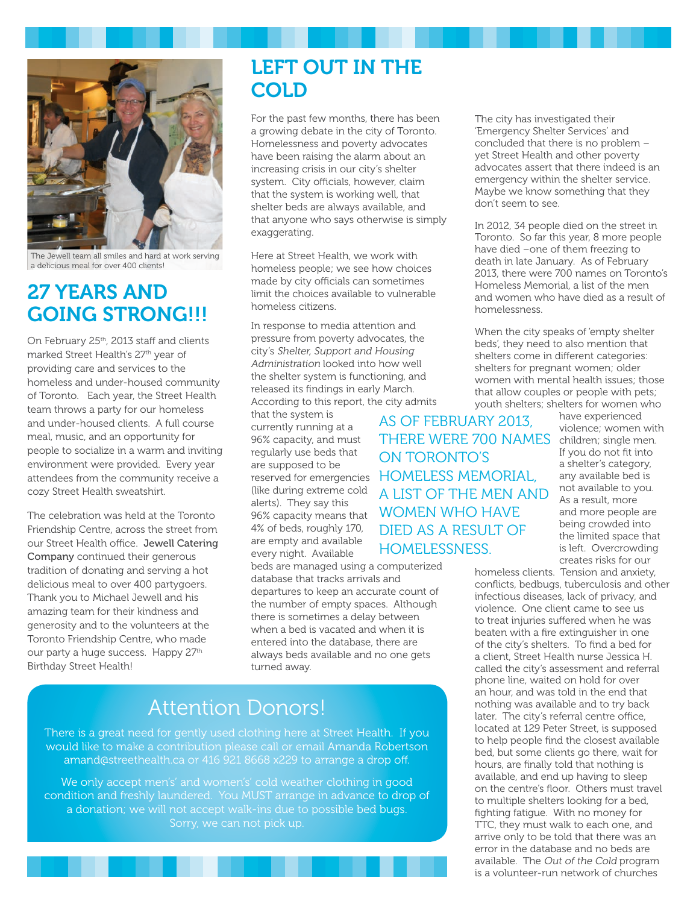The Jewell team all smiles and hard at work serving a delicious meal for over 400 clients!

## 27 YEARS AND GOING STRONG!!!

On February 25th, 2013 staff and clients marked Street Health's 27th year of providing care and services to the homeless and under-housed community of Toronto. Each year, the Street Health team throws a party for our homeless and under-housed clients. A full course meal, music, and an opportunity for people to socialize in a warm and inviting environment were provided. Every year attendees from the community receive a cozy Street Health sweatshirt.

The celebration was held at the Toronto Friendship Centre, across the street from our Street Health office. **Jewell Catering Company** continued their generous tradition of donating and serving a hot delicious meal to over 400 partygoers. Thank you to Michael Jewell and his amazing team for their kindness and generosity and to the volunteers at the Toronto Friendship Centre, who made our party a huge success. Happy 27th Birthday Street Health!

## LEFT OUT IN THE COLD

For the past few months, there has been a growing debate in the city of Toronto. Homelessness and poverty advocates have been raising the alarm about an increasing crisis in our city's shelter system. City officials, however, claim that the system is working well, that shelter beds are always available, and that anyone who says otherwise is simply exaggerating.

Here at Street Health, we work with homeless people; we see how choices made by city officials can sometimes limit the choices available to vulnerable homeless citizens.

In response to media attention and pressure from poverty advocates, the city's *Shelter, Support and Housing Administration* looked into how well the shelter system is functioning, and released its findings in early March. According to this report, the city admits that the system is currently running at a 96% capacity, and must regularly use beds that are supposed to be reserved for emergencies (like during extreme cold alerts). They say this 96% capacity means that 4% of beds, roughly 170, are empty and available every night. Available beds are managed using a computerized database that tracks arrivals and departures to keep an accurate count of the number of empty spaces. Although there is sometimes a delay between when a bed is vacated and when it is entered into the database, there are always beds available and no one gets turned away.

AS OF FEBRUARY 2013, THERE WERE 700 NAMES ON TORONTO'S HOMELESS MEMORIAL, A LIST OF THE MEN AND WOMEN WHO HAVE DIED AS A RESULT OF HOMELESSNESS.

The city has investigated their 'Emergency Shelter Services' and concluded that there is no problem – yet Street Health and other poverty advocates assert that there indeed is an emergency within the shelter service. Maybe we know something that they don't seem to see.

In 2012, 34 people died on the street in Toronto. So far this year, 8 more people have died –one of them freezing to death in late January. As of February 2013, there were 700 names on Toronto's Homeless Memorial, a list of the men and women who have died as a result of homelessness.

When the city speaks of 'empty shelter beds', they need to also mention that shelters come in different categories: shelters for pregnant women; older women with mental health issues; those that allow couples or people with pets; youth shelters; shelters for women who have experienced violence; women with children; single men. If you do not fit into a shelter's category, any available bed is not available to you. As a result, more and more people are being crowded into the limited space that is left. Overcrowding creates risks for our homeless clients. Tension and anxiety, conflicts, bedbugs, tuberculosis and other infectious diseases, lack of privacy, and violence. One client came to see us to treat injuries suffered when he was beaten with a fire extinguisher in one of the city's shelters. To find a bed for a client, Street Health nurse Jessica H. called the city's assessment and referral phone line, waited on hold for over an hour, and was told in the end that nothing was available and to try back later. The city's referral centre office, located at 129 Peter Street, is supposed to help people find the closest available bed, but some clients go there, wait for hours, are finally told that nothing is available, and end up having to sleep on the centre's floor. Others must travel to multiple shelters looking for a bed, fighting fatigue. With no money for TTC, they must walk to each one, and arrive only to be told that there was an error in the database and no beds are available. The *Out of the Cold* program is a volunteer-run network of churches

## Attention Donors!

There is a great need for gently used clothing here at Street Health. If you would like to make a contribution please call or email Amanda Robertson amand@streethealth.ca or 416 921 8668 x229 to arrange a drop off.

We only accept men's' and women's' cold weather clothing in good condition and freshly laundered. You MUST arrange in advance to drop of a donation; we will not accept walk-ins due to possible bed bugs. Sorry, we can not pick up.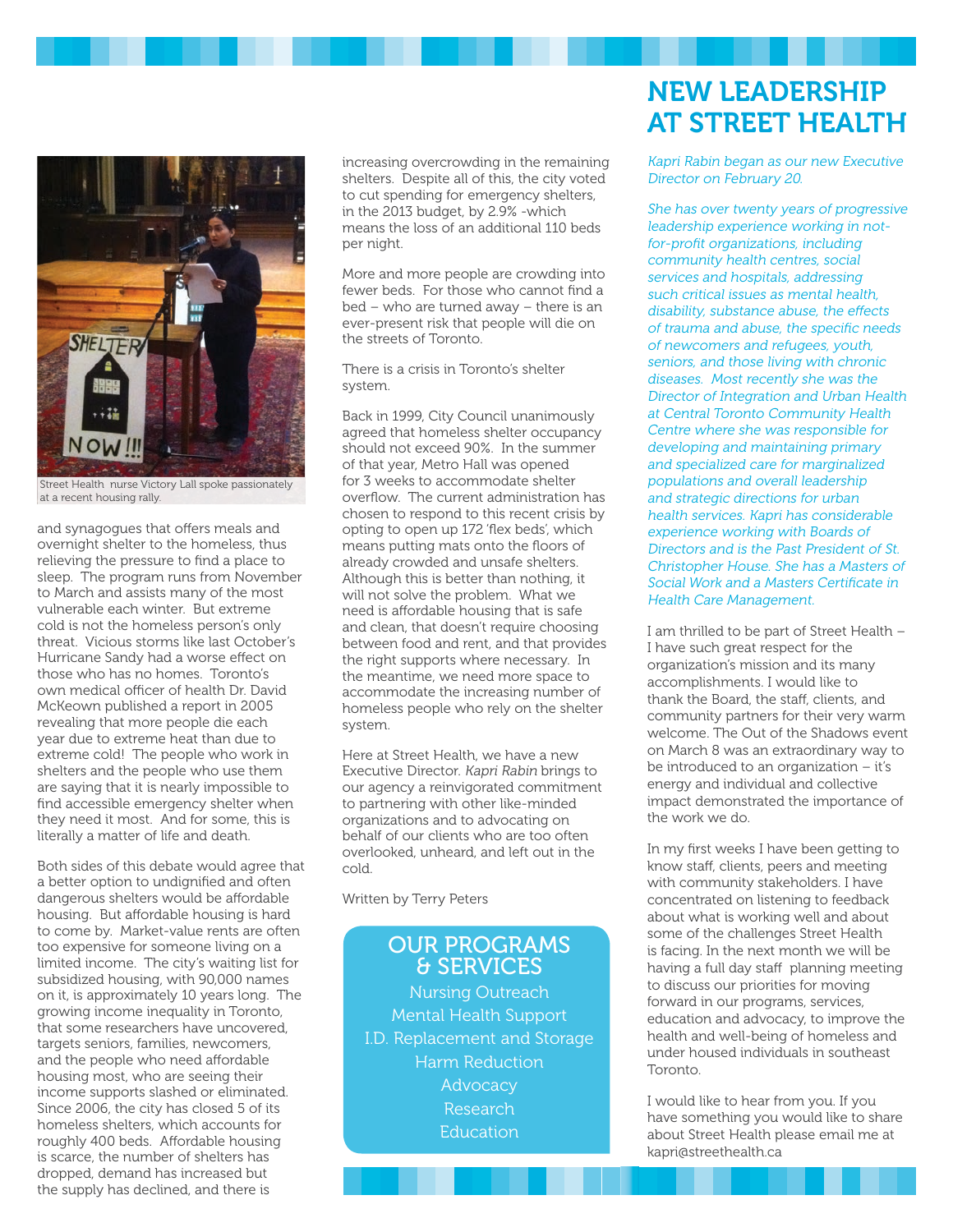Street Health nurse Victory Lall spoke passionately at a recent housing rally.

and synagogues that offers meals and overnight shelter to the homeless, thus relieving the pressure to find a place to sleep. The program runs from November to March and assists many of the most vulnerable each winter. But extreme cold is not the homeless person's only threat. Vicious storms like last October's Hurricane Sandy had a worse effect on those who has no homes. Toronto's own medical officer of health Dr. David McKeown published a report in 2005 revealing that more people die each year due to extreme heat than due to extreme cold! The people who work in shelters and the people who use them are saying that it is nearly impossible to find accessible emergency shelter when they need it most. And for some, this is literally a matter of life and death.

Both sides of this debate would agree that a better option to undignified and often dangerous shelters would be affordable housing. But affordable housing is hard to come by. Market-value rents are often too expensive for someone living on a limited income. The city's waiting list for subsidized housing, with 90,000 names on it, is approximately 10 years long. The growing income inequality in Toronto, that some researchers have uncovered, targets seniors, families, newcomers, and the people who need affordable housing most, who are seeing their income supports slashed or eliminated. Since 2006, the city has closed 5 of its homeless shelters, which accounts for roughly 400 beds. Affordable housing is scarce, the number of shelters has dropped, demand has increased but the supply has declined, and there is increasing overcrowding in the remaining shelters. Despite all of this, the city voted to cut spending for emergency shelters, in the 2013 budget, by 2.9% -which means the loss of an additional 110 beds per night.

More and more people are crowding into fewer beds. For those who cannot find a bed – who are turned away – there is an ever-present risk that people will die on the streets of Toronto.

There is a crisis in Toronto's shelter system.

Back in 1999, City Council unanimously agreed that homeless shelter occupancy should not exceed 90%. In the summer of that year, Metro Hall was opened for 3 weeks to accommodate shelter overflow. The current administration has chosen to respond to this recent crisis by opting to open up 172 'flex beds', which means putting mats onto the floors of already crowded and unsafe shelters. Although this is better than nothing, it will not solve the problem. What we need is affordable housing that is safe and clean, that doesn't require choosing between food and rent, and that provides the right supports where necessary. In the meantime, we need more space to accommodate the increasing number of homeless people who rely on the shelter system.

Here at Street Health, we have a new Executive Director. *Kapri Rabin* brings to our agency a reinvigorated commitment to partnering with other like-minded organizations and to advocating on behalf of our clients who are too often overlooked, unheard, and left out in the cold.

Written by Terry Peters

## OUR PROGRAMS & SERVICES

Nursing Outreach
Mental Health Support
I.D. Replacement and Storage
Harm Reduction
Advocacy
Research
Education

# NEW LEADERSHIP AT STREET HEALTH

*Kapri Rabin began as our new Executive Director on February 20.*

*She has over twenty years of progressive leadership experience working in not-for-profit organizations, including community health centres, social services and hospitals, addressing such critical issues as mental health, disability, substance abuse, the effects of trauma and abuse, the specific needs of newcomers and refugees, youth, seniors, and those living with chronic diseases. Most recently she was the Director of Integration and Urban Health at Central Toronto Community Health Centre where she was responsible for developing and maintaining primary and specialized care for marginalized populations and overall leadership and strategic directions for urban health services. Kapri has considerable experience working with Boards of Directors and is the Past President of St. Christopher House. She has a Masters of Social Work and a Masters Certificate in Health Care Management.*

I am thrilled to be part of Street Health – I have such great respect for the organization's mission and its many accomplishments. I would like to thank the Board, the staff, clients, and community partners for their very warm welcome. The Out of the Shadows event on March 8 was an extraordinary way to be introduced to an organization – it's energy and individual and collective impact demonstrated the importance of the work we do.

In my first weeks I have been getting to know staff, clients, peers and meeting with community stakeholders. I have concentrated on listening to feedback about what is working well and about some of the challenges Street Health is facing. In the next month we will be having a full day staff planning meeting to discuss our priorities for moving forward in our programs, services, education and advocacy, to improve the health and well-being of homeless and under housed individuals in southeast Toronto.

I would like to hear from you. If you have something you would like to share about Street Health please email me at kapri@streethealth.ca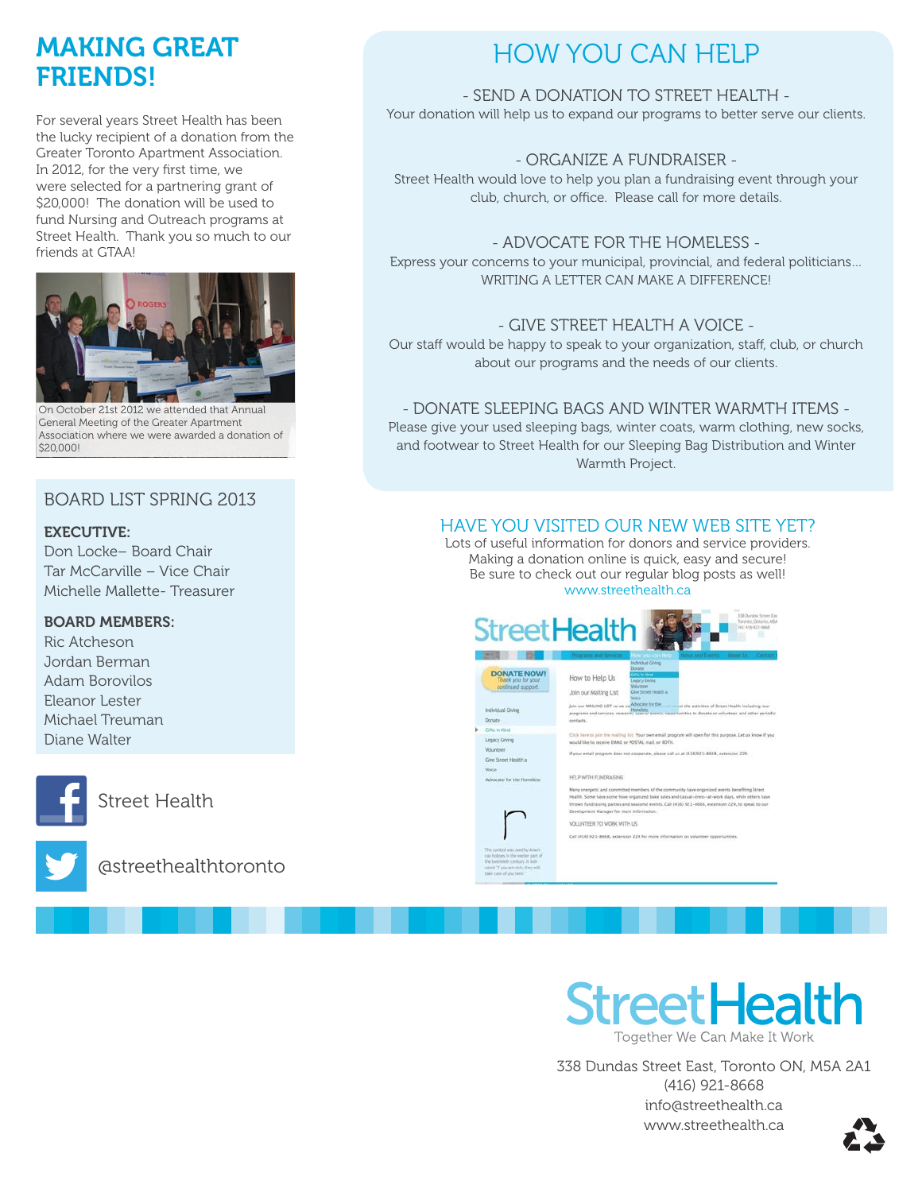# MAKING GREAT FRIENDS!

For several years Street Health has been the lucky recipient of a donation from the Greater Toronto Apartment Association. In 2012, for the very first time, we were selected for a partnering grant of $20,000! The donation will be used to fund Nursing and Outreach programs at Street Health. Thank you so much to our friends at GTAA!

On October 21st 2012 we attended that Annual General Meeting of the Greater Apartment Association where we were awarded a donation of $20,000!

## BOARD LIST SPRING 2013

**EXECUTIVE:**

Don Locke– Board Chair
Tar McCarville – Vice Chair
Michelle Mallette- Treasurer

**BOARD MEMBERS:**

Ric Atcheson
Jordan Berman
Adam Borovilos
Eleanor Lester
Michael Treuman
Diane Walter

Street Health

@streethealthtoronto

# HOW YOU CAN HELP

### - SEND A DONATION TO STREET HEALTH -

Your donation will help us to expand our programs to better serve our clients.

### - ORGANIZE A FUNDRAISER -

Street Health would love to help you plan a fundraising event through your club, church, or office. Please call for more details.

### - ADVOCATE FOR THE HOMELESS -

Express your concerns to your municipal, provincial, and federal politicians... WRITING A LETTER CAN MAKE A DIFFERENCE!

### - GIVE STREET HEALTH A VOICE -

Our staff would be happy to speak to your organization, staff, club, or church about our programs and the needs of our clients.

### - DONATE SLEEPING BAGS AND WINTER WARMTH ITEMS -

Please give your used sleeping bags, winter coats, warm clothing, new socks, and footwear to Street Health for our Sleeping Bag Distribution and Winter Warmth Project.

## HAVE YOU VISITED OUR NEW WEB SITE YET?

Lots of useful information for donors and service providers.
Making a donation online is quick, easy and secure!
Be sure to check out our regular blog posts as well!
www.streethealth.ca

**StreetHealth**
Together We Can Make It Work

338 Dundas Street East, Toronto ON, M5A 2A1
(416) 921-8668
info@streethealth.ca
www.streethealth.ca